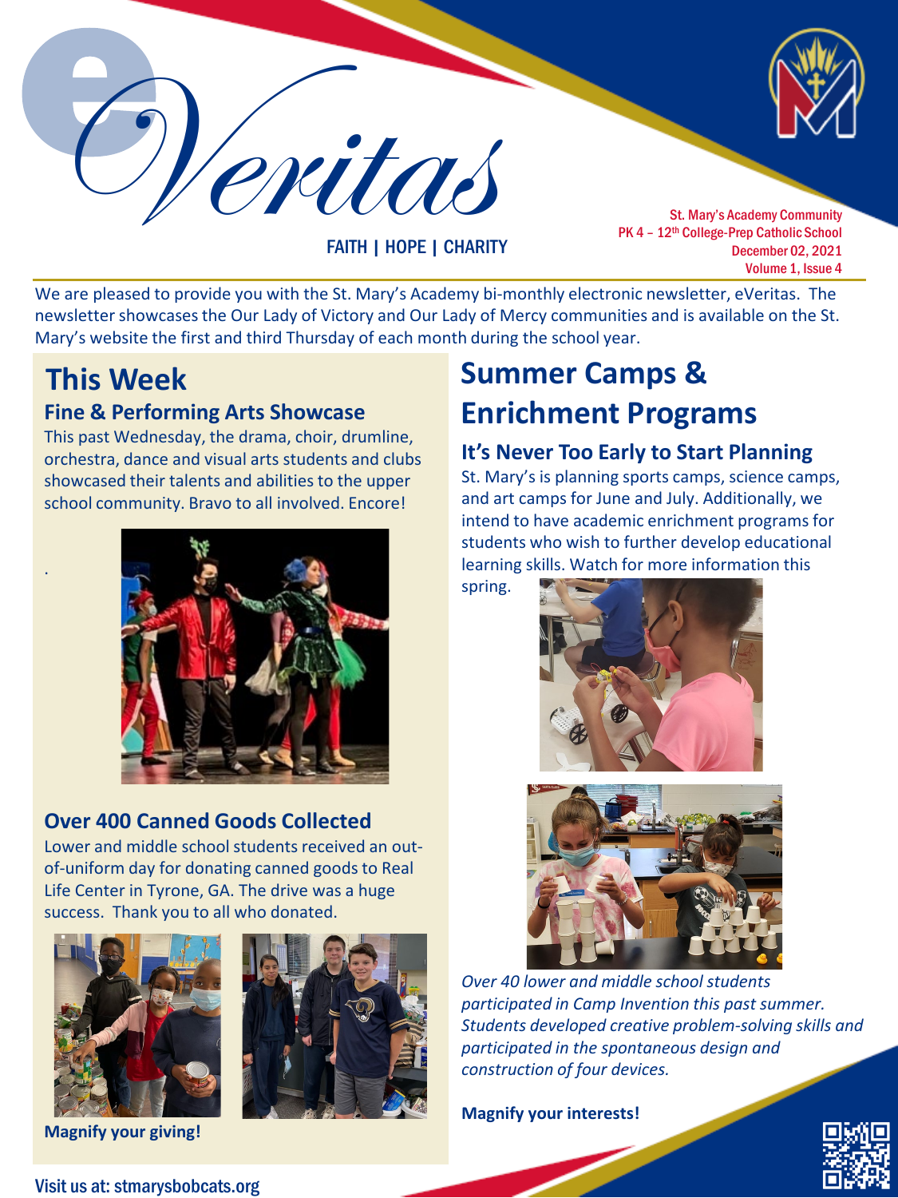# eVeritas

FAITH | HOPE | CHARITY

St. Mary's Academy Community
PK 4 – 12th College-Prep Catholic School
December 02, 2021
Volume 1, Issue 4

We are pleased to provide you with the St. Mary's Academy bi-monthly electronic newsletter, eVeritas. The newsletter showcases the Our Lady of Victory and Our Lady of Mercy communities and is available on the St. Mary's website the first and third Thursday of each month during the school year.

## This Week

### Fine & Performing Arts Showcase

This past Wednesday, the drama, choir, drumline, orchestra, dance and visual arts students and clubs showcased their talents and abilities to the upper school community. Bravo to all involved. Encore!

### Over 400 Canned Goods Collected

Lower and middle school students received an out-of-uniform day for donating canned goods to Real Life Center in Tyrone, GA. The drive was a huge success. Thank you to all who donated.

**Magnify your giving!**

## Summer Camps & Enrichment Programs

### It's Never Too Early to Start Planning

St. Mary's is planning sports camps, science camps, and art camps for June and July. Additionally, we intend to have academic enrichment programs for students who wish to further develop educational learning skills. Watch for more information this spring.

*Over 40 lower and middle school students participated in Camp Invention this past summer. Students developed creative problem-solving skills and participated in the spontaneous design and construction of four devices.*

**Magnify your interests!**

Visit us at: stmarysbobcats.org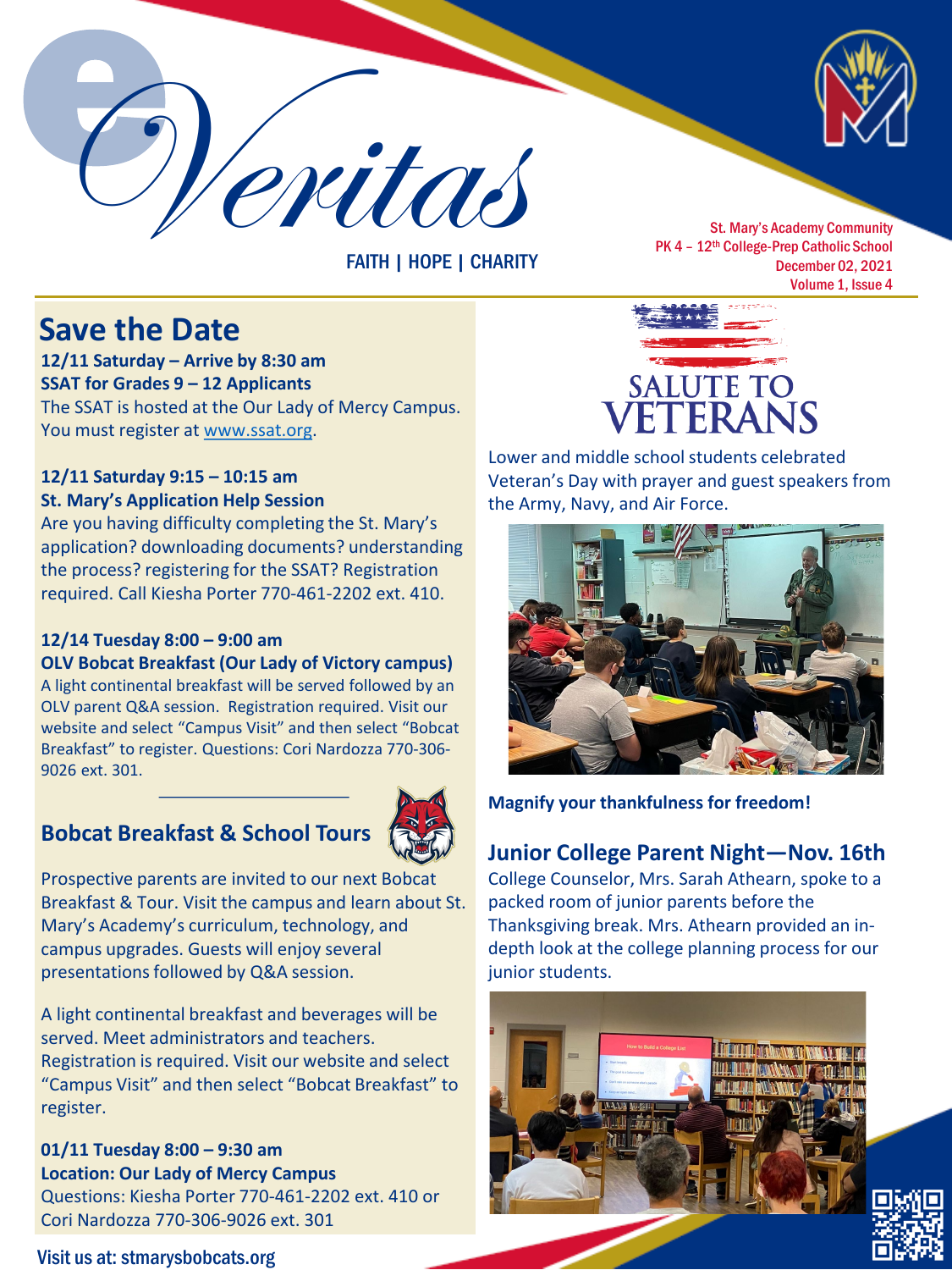# eVeritas

FAITH | HOPE | CHARITY

St. Mary's Academy Community
PK 4 – 12th College-Prep Catholic School
December 02, 2021
Volume 1, Issue 4

## Save the Date

**12/11 Saturday – Arrive by 8:30 am**
**SSAT for Grades 9 – 12 Applicants**
The SSAT is hosted at the Our Lady of Mercy Campus. You must register at www.ssat.org.

**12/11 Saturday 9:15 – 10:15 am**
**St. Mary's Application Help Session**
Are you having difficulty completing the St. Mary's application? downloading documents? understanding the process? registering for the SSAT? Registration required. Call Kiesha Porter 770-461-2202 ext. 410.

**12/14 Tuesday 8:00 – 9:00 am**
**OLV Bobcat Breakfast (Our Lady of Victory campus)**
A light continental breakfast will be served followed by an OLV parent Q&A session. Registration required. Visit our website and select "Campus Visit" and then select "Bobcat Breakfast" to register. Questions: Cori Nardozza 770-306-9026 ext. 301.

## Bobcat Breakfast & School Tours

Prospective parents are invited to our next Bobcat Breakfast & Tour. Visit the campus and learn about St. Mary's Academy's curriculum, technology, and campus upgrades. Guests will enjoy several presentations followed by Q&A session.

A light continental breakfast and beverages will be served. Meet administrators and teachers. Registration is required. Visit our website and select "Campus Visit" and then select "Bobcat Breakfast" to register.

**01/11 Tuesday 8:00 – 9:30 am**
**Location: Our Lady of Mercy Campus**
Questions: Kiesha Porter 770-461-2202 ext. 410 or Cori Nardozza 770-306-9026 ext. 301

## SALUTE TO VETERANS

Lower and middle school students celebrated Veteran's Day with prayer and guest speakers from the Army, Navy, and Air Force.

**Magnify your thankfulness for freedom!**

## Junior College Parent Night—Nov. 16th

College Counselor, Mrs. Sarah Athearn, spoke to a packed room of junior parents before the Thanksgiving break. Mrs. Athearn provided an in-depth look at the college planning process for our junior students.

Visit us at: stmarysbobcats.org